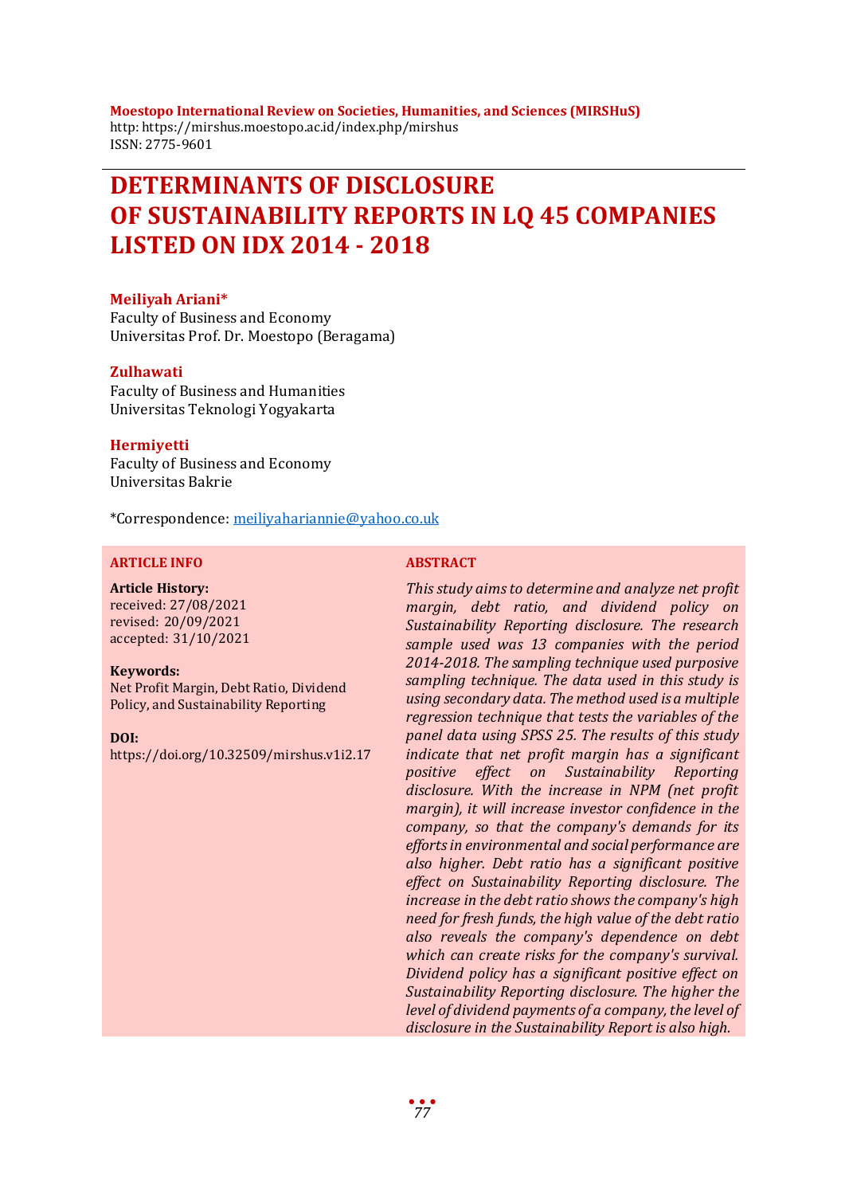**Moestopo International Review on Societies, Humanities, and Sciences (MIRSHuS)**
http: https://mirshus.moestopo.ac.id/index.php/mirshus
ISSN: 2775-9601

# DETERMINANTS OF DISCLOSURE OF SUSTAINABILITY REPORTS IN LQ 45 COMPANIES LISTED ON IDX 2014 - 2018

**Meiliyah Ariani***
Faculty of Business and Economy
Universitas Prof. Dr. Moestopo (Beragama)

**Zulhawati**
Faculty of Business and Humanities
Universitas Teknologi Yogyakarta

**Hermiyetti**
Faculty of Business and Economy
Universitas Bakrie

*Correspondence: meiliyahariannie@yahoo.co.uk

**ARTICLE INFO**

**Article History:**
received: 27/08/2021
revised: 20/09/2021
accepted: 31/10/2021

**Keywords:**
Net Profit Margin, Debt Ratio, Dividend Policy, and Sustainability Reporting

**DOI:**
https://doi.org/10.32509/mirshus.v1i2.17

**ABSTRACT**

*This study aims to determine and analyze net profit margin, debt ratio, and dividend policy on Sustainability Reporting disclosure. The research sample used was 13 companies with the period 2014-2018. The sampling technique used purposive sampling technique. The data used in this study is using secondary data. The method used is a multiple regression technique that tests the variables of the panel data using SPSS 25. The results of this study indicate that net profit margin has a significant positive effect on Sustainability Reporting disclosure. With the increase in NPM (net profit margin), it will increase investor confidence in the company, so that the company's demands for its efforts in environmental and social performance are also higher. Debt ratio has a significant positive effect on Sustainability Reporting disclosure. The increase in the debt ratio shows the company's high need for fresh funds, the high value of the debt ratio also reveals the company's dependence on debt which can create risks for the company's survival. Dividend policy has a significant positive effect on Sustainability Reporting disclosure. The higher the level of dividend payments of a company, the level of disclosure in the Sustainability Report is also high.*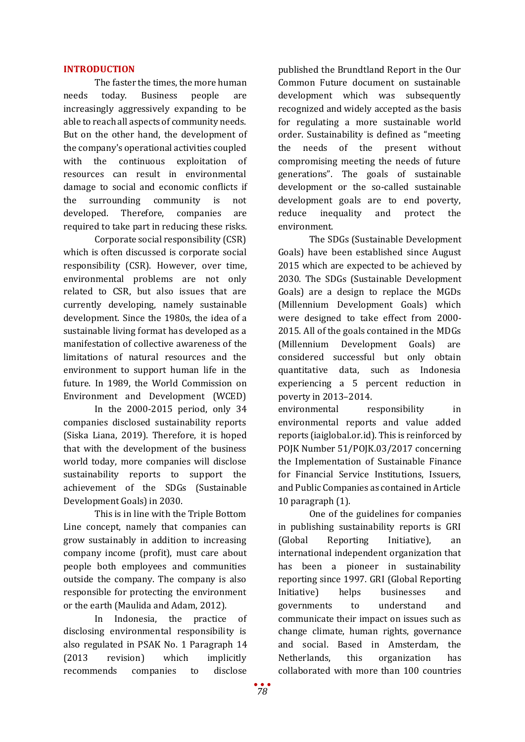## INTRODUCTION

The faster the times, the more human needs today. Business people are increasingly aggressively expanding to be able to reach all aspects of community needs. But on the other hand, the development of the company's operational activities coupled with the continuous exploitation of resources can result in environmental damage to social and economic conflicts if the surrounding community is not developed. Therefore, companies are required to take part in reducing these risks.

Corporate social responsibility (CSR) which is often discussed is corporate social responsibility (CSR). However, over time, environmental problems are not only related to CSR, but also issues that are currently developing, namely sustainable development. Since the 1980s, the idea of a sustainable living format has developed as a manifestation of collective awareness of the limitations of natural resources and the environment to support human life in the future. In 1989, the World Commission on Environment and Development (WCED)

In the 2000-2015 period, only 34 companies disclosed sustainability reports (Siska Liana, 2019). Therefore, it is hoped that with the development of the business world today, more companies will disclose sustainability reports to support the achievement of the SDGs (Sustainable Development Goals) in 2030.

This is in line with the Triple Bottom Line concept, namely that companies can grow sustainably in addition to increasing company income (profit), must care about people both employees and communities outside the company. The company is also responsible for protecting the environment or the earth (Maulida and Adam, 2012).

In Indonesia, the practice of disclosing environmental responsibility is also regulated in PSAK No. 1 Paragraph 14 (2013 revision) which implicitly recommends companies to disclose

published the Brundtland Report in the Our Common Future document on sustainable development which was subsequently recognized and widely accepted as the basis for regulating a more sustainable world order. Sustainability is defined as "meeting the needs of the present without compromising meeting the needs of future generations". The goals of sustainable development or the so-called sustainable development goals are to end poverty, reduce inequality and protect the environment.

The SDGs (Sustainable Development Goals) have been established since August 2015 which are expected to be achieved by 2030. The SDGs (Sustainable Development Goals) are a design to replace the MGDs (Millennium Development Goals) which were designed to take effect from 2000-2015. All of the goals contained in the MDGs (Millennium Development Goals) are considered successful but only obtain quantitative data, such as Indonesia experiencing a 5 percent reduction in poverty in 2013–2014.

environmental responsibility in environmental reports and value added reports (iaiglobal.or.id). This is reinforced by POJK Number 51/POJK.03/2017 concerning the Implementation of Sustainable Finance for Financial Service Institutions, Issuers, and Public Companies as contained in Article 10 paragraph (1).

One of the guidelines for companies in publishing sustainability reports is GRI (Global Reporting Initiative), an international independent organization that has been a pioneer in sustainability reporting since 1997. GRI (Global Reporting Initiative) helps businesses and governments to understand and communicate their impact on issues such as change climate, human rights, governance and social. Based in Amsterdam, the Netherlands, this organization has collaborated with more than 100 countries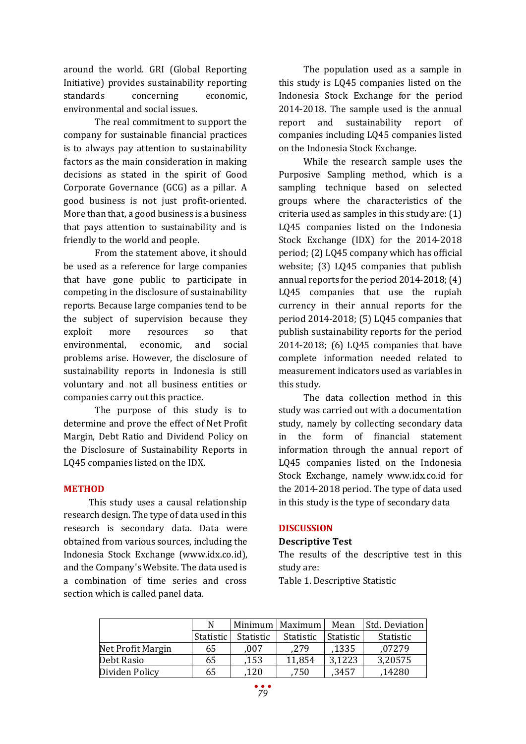around the world. GRI (Global Reporting Initiative) provides sustainability reporting standards concerning economic, environmental and social issues.

The real commitment to support the company for sustainable financial practices is to always pay attention to sustainability factors as the main consideration in making decisions as stated in the spirit of Good Corporate Governance (GCG) as a pillar. A good business is not just profit-oriented. More than that, a good business is a business that pays attention to sustainability and is friendly to the world and people.

From the statement above, it should be used as a reference for large companies that have gone public to participate in competing in the disclosure of sustainability reports. Because large companies tend to be the subject of supervision because they exploit more resources so that environmental, economic, and social problems arise. However, the disclosure of sustainability reports in Indonesia is still voluntary and not all business entities or companies carry out this practice.

The purpose of this study is to determine and prove the effect of Net Profit Margin, Debt Ratio and Dividend Policy on the Disclosure of Sustainability Reports in LQ45 companies listed on the IDX.

## METHOD

This study uses a causal relationship research design. The type of data used in this research is secondary data. Data were obtained from various sources, including the Indonesia Stock Exchange (www.idx.co.id), and the Company's Website. The data used is a combination of time series and cross section which is called panel data.

The population used as a sample in this study is LQ45 companies listed on the Indonesia Stock Exchange for the period 2014-2018. The sample used is the annual report and sustainability report of companies including LQ45 companies listed on the Indonesia Stock Exchange.

While the research sample uses the Purposive Sampling method, which is a sampling technique based on selected groups where the characteristics of the criteria used as samples in this study are: (1) LQ45 companies listed on the Indonesia Stock Exchange (IDX) for the 2014-2018 period; (2) LQ45 company which has official website; (3) LQ45 companies that publish annual reports for the period 2014-2018; (4) LQ45 companies that use the rupiah currency in their annual reports for the period 2014-2018; (5) LQ45 companies that publish sustainability reports for the period 2014-2018; (6) LQ45 companies that have complete information needed related to measurement indicators used as variables in this study.

The data collection method in this study was carried out with a documentation study, namely by collecting secondary data in the form of financial statement information through the annual report of LQ45 companies listed on the Indonesia Stock Exchange, namely www.idx.co.id for the 2014-2018 period. The type of data used in this study is the type of secondary data

## DISCUSSION

### Descriptive Test

The results of the descriptive test in this study are:

Table 1. Descriptive Statistic

| | N | Minimum | Maximum | Mean | Std. Deviation |
|---|---|---|---|---|---|
| | Statistic | Statistic | Statistic | Statistic | Statistic |
| Net Profit Margin | 65 | ,007 | ,279 | ,1335 | ,07279 |
| Debt Rasio | 65 | ,153 | 11,854 | 3,1223 | 3,20575 |
| Dividen Policy | 65 | ,120 | ,750 | ,3457 | ,14280 |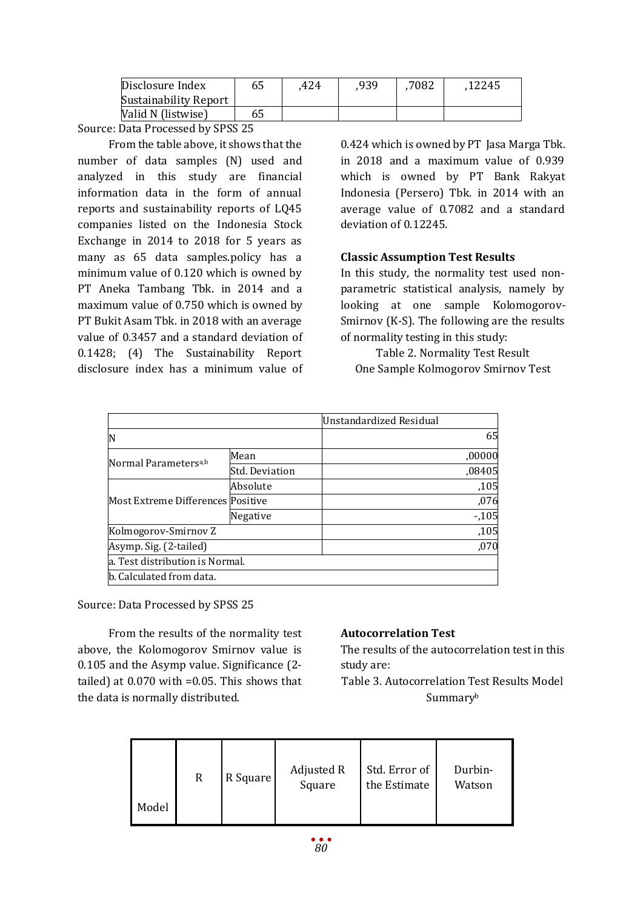| Disclosure Index Sustainability Report | 65 | ,424 | ,939 | ,7082 | ,12245 |
|---|---|---|---|---|---|
| Valid N (listwise) | 65 | | | | |

Source: Data Processed by SPSS 25

From the table above, it shows that the number of data samples (N) used and analyzed in this study are financial information data in the form of annual reports and sustainability reports of LQ45 companies listed on the Indonesia Stock Exchange in 2014 to 2018 for 5 years as many as 65 data samples.policy has a minimum value of 0.120 which is owned by PT Aneka Tambang Tbk. in 2014 and a maximum value of 0.750 which is owned by PT Bukit Asam Tbk. in 2018 with an average value of 0.3457 and a standard deviation of 0.1428; (4) The Sustainability Report disclosure index has a minimum value of 0.424 which is owned by PT Jasa Marga Tbk. in 2018 and a maximum value of 0.939 which is owned by PT Bank Rakyat Indonesia (Persero) Tbk. in 2014 with an average value of 0.7082 and a standard deviation of 0.12245.

**Classic Assumption Test Results**

In this study, the normality test used non-parametric statistical analysis, namely by looking at one sample Kolomogorov-Smirnov (K-S). The following are the results of normality testing in this study:

Table 2. Normality Test Result
One Sample Kolmogorov Smirnov Test

| | | Unstandardized Residual |
|---|---|---|
| N | | 65 |
| Normal Parameters[a,b] | Mean | ,00000 |
| | Std. Deviation | ,08405 |
| Most Extreme Differences | Absolute | ,105 |
| | Positive | ,076 |
| | Negative | -,105 |
| Kolmogorov-Smirnov Z | | ,105 |
| Asymp. Sig. (2-tailed) | | ,070 |
| a. Test distribution is Normal. | | |
| b. Calculated from data. | | |

Source: Data Processed by SPSS 25

From the results of the normality test above, the Kolomogorov Smirnov value is 0.105 and the Asymp value. Significance (2-tailed) at 0.070 with =0.05. This shows that the data is normally distributed.

**Autocorrelation Test**

The results of the autocorrelation test in this study are:

Table 3. Autocorrelation Test Results Model Summary[b]

| Model | R | R Square | Adjusted R Square | Std. Error of the Estimate | Durbin-Watson |
|---|---|---|---|---|---|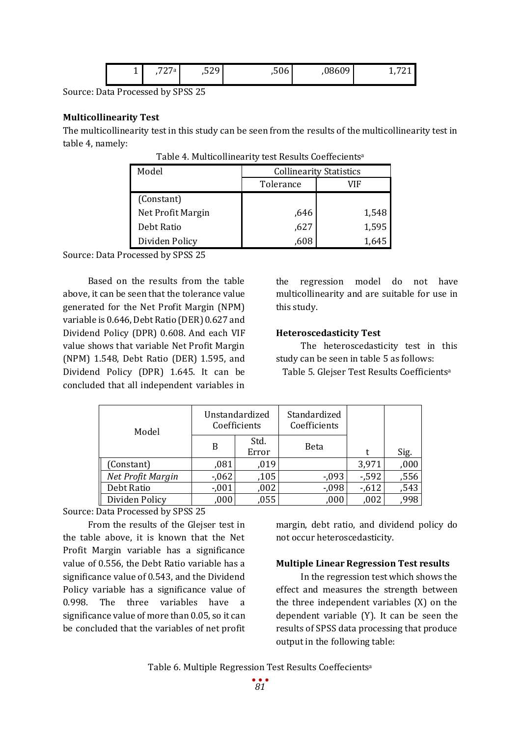| 1 | ,727[a] | ,529 | ,506 | ,08609 | 1,721 |
|---|---|---|---|---|---|

Source: Data Processed by SPSS 25

**Multicollinearity Test**

The multicollinearity test in this study can be seen from the results of the multicollinearity test in table 4, namely:

Table 4. Multicollinearity test Results Coeffecients[a]

| Model | Collinearity Statistics | |
|---|---|---|
| | Tolerance | VIF |
| (Constant) | | |
| Net Profit Margin | ,646 | 1,548 |
| Debt Ratio | ,627 | 1,595 |
| Dividen Policy | ,608 | 1,645 |

Source: Data Processed by SPSS 25

Based on the results from the table above, it can be seen that the tolerance value generated for the Net Profit Margin (NPM) variable is 0.646, Debt Ratio (DER) 0.627 and Dividend Policy (DPR) 0.608. And each VIF value shows that variable Net Profit Margin (NPM) 1.548, Debt Ratio (DER) 1.595, and Dividend Policy (DPR) 1.645. It can be concluded that all independent variables in the regression model do not have multicollinearity and are suitable for use in this study.

**Heteroscedasticity Test**

The heteroscedasticity test in this study can be seen in table 5 as follows:

Table 5. Glejser Test Results Coefficients[a]

| Model | Unstandardized Coefficients | | Standardized Coefficients | t | Sig. |
|---|---|---|---|---|---|
| | B | Std. Error | Beta | | |
| (Constant) | ,081 | ,019 | | 3,971 | ,000 |
| *Net Profit Margin* | -,062 | ,105 | -,093 | -,592 | ,556 |
| Debt Ratio | -,001 | ,002 | -,098 | -,612 | ,543 |
| Dividen Policy | ,000 | ,055 | ,000 | ,002 | ,998 |

Source: Data Processed by SPSS 25

From the results of the Glejser test in the table above, it is known that the Net Profit Margin variable has a significance value of 0.556, the Debt Ratio variable has a significance value of 0.543, and the Dividend Policy variable has a significance value of 0.998. The three variables have a significance value of more than 0.05, so it can be concluded that the variables of net profit margin, debt ratio, and dividend policy do not occur heteroscedasticity.

**Multiple Linear Regression Test results**

In the regression test which shows the effect and measures the strength between the three independent variables (X) on the dependent variable (Y). It can be seen the results of SPSS data processing that produce output in the following table:

Table 6. Multiple Regression Test Results Coeffecients[a]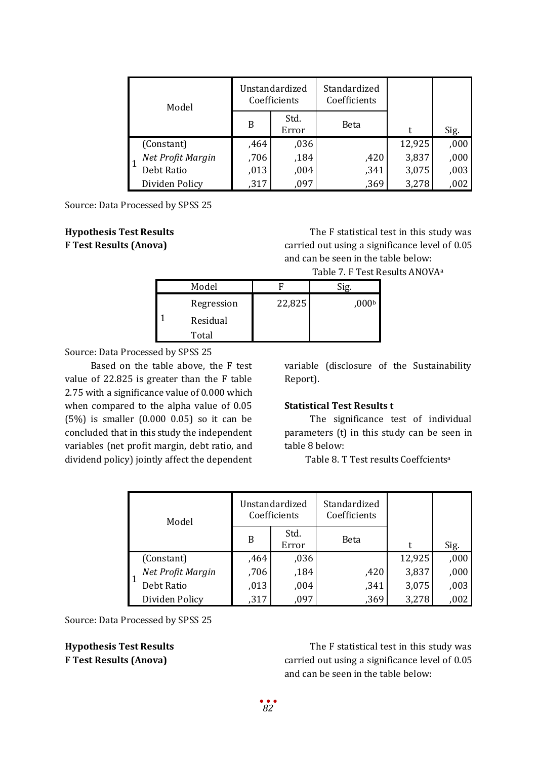| Model | | Unstandardized Coefficients | | Standardized Coefficients | t | Sig. |
|---|---|---|---|---|---|---|
| | | B | Std. Error | Beta | | |
| 1 | (Constant) | ,464 | ,036 | | 12,925 | ,000 |
| | *Net Profit Margin* | ,706 | ,184 | ,420 | 3,837 | ,000 |
| | Debt Ratio | ,013 | ,004 | ,341 | 3,075 | ,003 |
| | Dividen Policy | ,317 | ,097 | ,369 | 3,278 | ,002 |

Source: Data Processed by SPSS 25

**Hypothesis Test Results**

**F Test Results (Anova)**

The F statistical test in this study was carried out using a significance level of 0.05 and can be seen in the table below:

Table 7. F Test Results ANOVA[a]

| Model | | F | Sig. |
|---|---|---|---|
| 1 | Regression | 22,825 | ,000[b] |
| | Residual | | |
| | Total | | |

Source: Data Processed by SPSS 25

Based on the table above, the F test value of 22.825 is greater than the F table 2.75 with a significance value of 0.000 which when compared to the alpha value of 0.05 (5%) is smaller (0.000 0.05) so it can be concluded that in this study the independent variables (net profit margin, debt ratio, and dividend policy) jointly affect the dependent variable (disclosure of the Sustainability Report).

**Statistical Test Results t**

The significance test of individual parameters (t) in this study can be seen in table 8 below:

Table 8. T Test results Coeffcients[a]

| Model | | Unstandardized Coefficients | | Standardized Coefficients | t | Sig. |
|---|---|---|---|---|---|---|
| | | B | Std. Error | Beta | | |
| 1 | (Constant) | ,464 | ,036 | | 12,925 | ,000 |
| | *Net Profit Margin* | ,706 | ,184 | ,420 | 3,837 | ,000 |
| | Debt Ratio | ,013 | ,004 | ,341 | 3,075 | ,003 |
| | Dividen Policy | ,317 | ,097 | ,369 | 3,278 | ,002 |

Source: Data Processed by SPSS 25

**Hypothesis Test Results**

**F Test Results (Anova)**

The F statistical test in this study was carried out using a significance level of 0.05 and can be seen in the table below: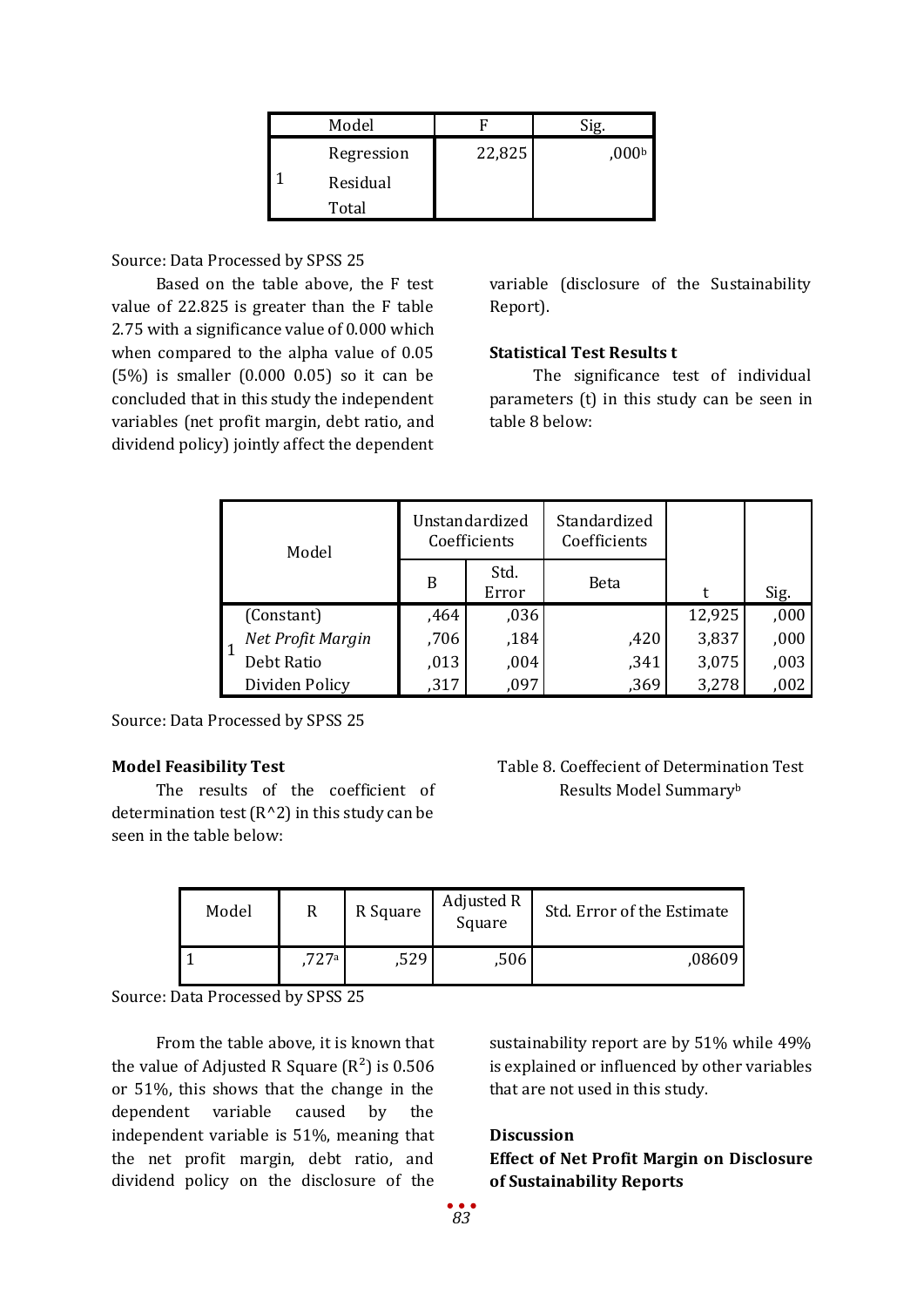| Model | | F | Sig. |
|---|---|---|---|
| 1 | Regression | 22,825 | ,000[b] |
| | Residual | | |
| | Total | | |

Source: Data Processed by SPSS 25

Based on the table above, the F test value of 22.825 is greater than the F table 2.75 with a significance value of 0.000 which when compared to the alpha value of 0.05 (5%) is smaller (0.000 0.05) so it can be concluded that in this study the independent variables (net profit margin, debt ratio, and dividend policy) jointly affect the dependent variable (disclosure of the Sustainability Report).

**Statistical Test Results t**

The significance test of individual parameters (t) in this study can be seen in table 8 below:

| Model | | Unstandardized Coefficients | | Standardized Coefficients | t | Sig. |
|---|---|---|---|---|---|---|
| | | B | Std. Error | Beta | | |
| 1 | (Constant) | ,464 | ,036 | | 12,925 | ,000 |
| | *Net Profit Margin* | ,706 | ,184 | ,420 | 3,837 | ,000 |
| | Debt Ratio | ,013 | ,004 | ,341 | 3,075 | ,003 |
| | Dividen Policy | ,317 | ,097 | ,369 | 3,278 | ,002 |

Source: Data Processed by SPSS 25

**Model Feasibility Test**

The results of the coefficient of determination test (R^2) in this study can be seen in the table below:

Table 8. Coeffecient of Determination Test Results Model Summary[b]

| Model | R | R Square | Adjusted R Square | Std. Error of the Estimate |
|---|---|---|---|---|
| 1 | ,727[a] | ,529 | ,506 | ,08609 |

Source: Data Processed by SPSS 25

From the table above, it is known that the value of Adjusted R Square ($R^2$) is 0.506 or 51%, this shows that the change in the dependent variable caused by the independent variable is 51%, meaning that the net profit margin, debt ratio, and dividend policy on the disclosure of the sustainability report are by 51% while 49% is explained or influenced by other variables that are not used in this study.

**Discussion**

**Effect of Net Profit Margin on Disclosure of Sustainability Reports**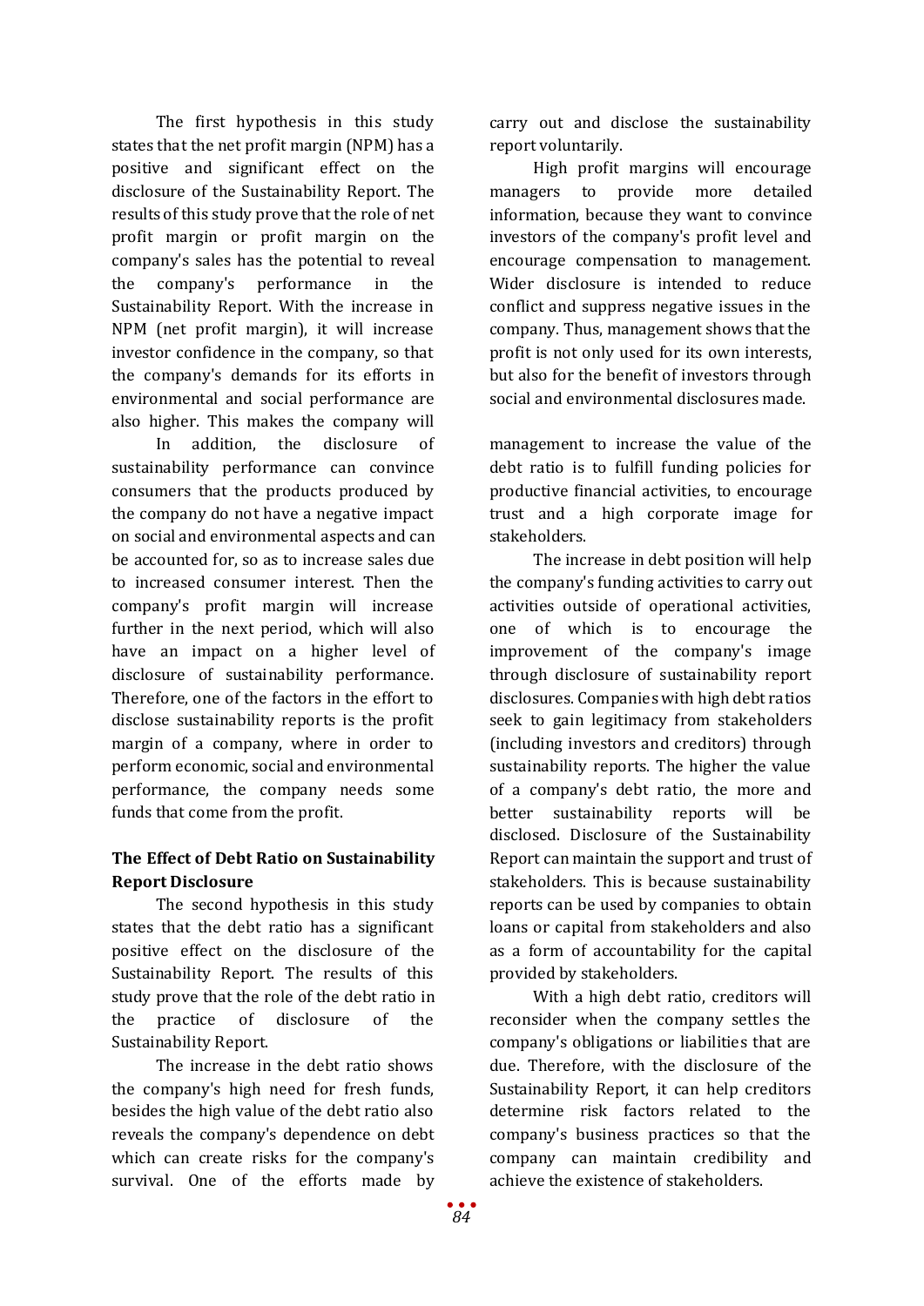The first hypothesis in this study states that the net profit margin (NPM) has a positive and significant effect on the disclosure of the Sustainability Report. The results of this study prove that the role of net profit margin or profit margin on the company's sales has the potential to reveal the company's performance in the Sustainability Report. With the increase in NPM (net profit margin), it will increase investor confidence in the company, so that the company's demands for its efforts in environmental and social performance are also higher. This makes the company will carry out and disclose the sustainability report voluntarily.

High profit margins will encourage managers to provide more detailed information, because they want to convince investors of the company's profit level and encourage compensation to management. Wider disclosure is intended to reduce conflict and suppress negative issues in the company. Thus, management shows that the profit is not only used for its own interests, but also for the benefit of investors through social and environmental disclosures made.

In addition, the disclosure of sustainability performance can convince consumers that the products produced by the company do not have a negative impact on social and environmental aspects and can be accounted for, so as to increase sales due to increased consumer interest. Then the company's profit margin will increase further in the next period, which will also have an impact on a higher level of disclosure of sustainability performance. Therefore, one of the factors in the effort to disclose sustainability reports is the profit margin of a company, where in order to perform economic, social and environmental performance, the company needs some funds that come from the profit.

**The Effect of Debt Ratio on Sustainability Report Disclosure**

The second hypothesis in this study states that the debt ratio has a significant positive effect on the disclosure of the Sustainability Report. The results of this study prove that the role of the debt ratio in the practice of disclosure of the Sustainability Report.

The increase in the debt ratio shows the company's high need for fresh funds, besides the high value of the debt ratio also reveals the company's dependence on debt which can create risks for the company's survival. One of the efforts made by management to increase the value of the debt ratio is to fulfill funding policies for productive financial activities, to encourage trust and a high corporate image for stakeholders.

The increase in debt position will help the company's funding activities to carry out activities outside of operational activities, one of which is to encourage the improvement of the company's image through disclosure of sustainability report disclosures. Companies with high debt ratios seek to gain legitimacy from stakeholders (including investors and creditors) through sustainability reports. The higher the value of a company's debt ratio, the more and better sustainability reports will be disclosed. Disclosure of the Sustainability Report can maintain the support and trust of stakeholders. This is because sustainability reports can be used by companies to obtain loans or capital from stakeholders and also as a form of accountability for the capital provided by stakeholders.

With a high debt ratio, creditors will reconsider when the company settles the company's obligations or liabilities that are due. Therefore, with the disclosure of the Sustainability Report, it can help creditors determine risk factors related to the company's business practices so that the company can maintain credibility and achieve the existence of stakeholders.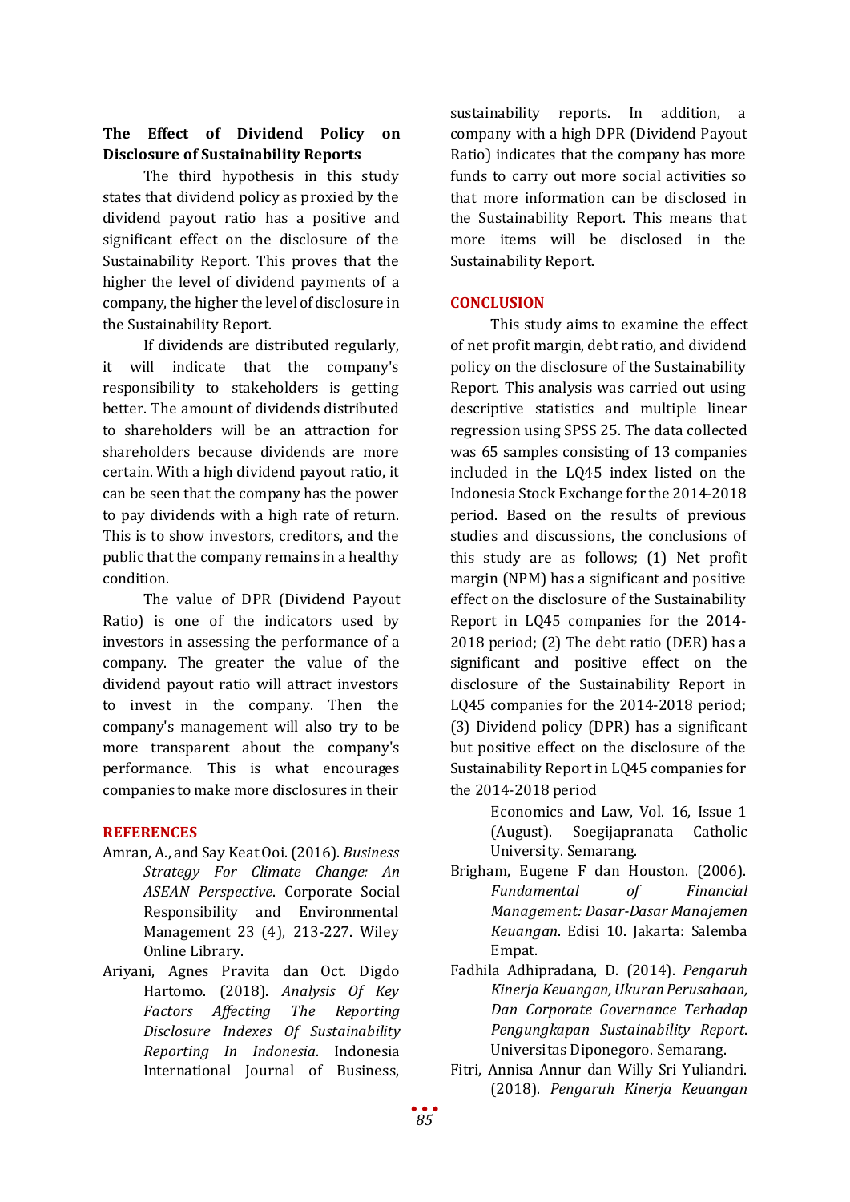### The Effect of Dividend Policy on Disclosure of Sustainability Reports

The third hypothesis in this study states that dividend policy as proxied by the dividend payout ratio has a positive and significant effect on the disclosure of the Sustainability Report. This proves that the higher the level of dividend payments of a company, the higher the level of disclosure in the Sustainability Report.

If dividends are distributed regularly, it will indicate that the company's responsibility to stakeholders is getting better. The amount of dividends distributed to shareholders will be an attraction for shareholders because dividends are more certain. With a high dividend payout ratio, it can be seen that the company has the power to pay dividends with a high rate of return. This is to show investors, creditors, and the public that the company remains in a healthy condition.

The value of DPR (Dividend Payout Ratio) is one of the indicators used by investors in assessing the performance of a company. The greater the value of the dividend payout ratio will attract investors to invest in the company. Then the company's management will also try to be more transparent about the company's performance. This is what encourages companies to make more disclosures in their sustainability reports. In addition, a company with a high DPR (Dividend Payout Ratio) indicates that the company has more funds to carry out more social activities so that more information can be disclosed in the Sustainability Report. This means that more items will be disclosed in the Sustainability Report.

## CONCLUSION

This study aims to examine the effect of net profit margin, debt ratio, and dividend policy on the disclosure of the Sustainability Report. This analysis was carried out using descriptive statistics and multiple linear regression using SPSS 25. The data collected was 65 samples consisting of 13 companies included in the LQ45 index listed on the Indonesia Stock Exchange for the 2014-2018 period. Based on the results of previous studies and discussions, the conclusions of this study are as follows; (1) Net profit margin (NPM) has a significant and positive effect on the disclosure of the Sustainability Report in LQ45 companies for the 2014-2018 period; (2) The debt ratio (DER) has a significant and positive effect on the disclosure of the Sustainability Report in LQ45 companies for the 2014-2018 period; (3) Dividend policy (DPR) has a significant but positive effect on the disclosure of the Sustainability Report in LQ45 companies for the 2014-2018 period

## REFERENCES

Amran, A., and Say Keat Ooi. (2016). *Business Strategy For Climate Change: An ASEAN Perspective*. Corporate Social Responsibility and Environmental Management 23 (4), 213-227. Wiley Online Library.

Ariyani, Agnes Pravita dan Oct. Digdo Hartomo. (2018). *Analysis Of Key Factors Affecting The Reporting Disclosure Indexes Of Sustainability Reporting In Indonesia*. Indonesia International Journal of Business, Economics and Law, Vol. 16, Issue 1 (August). Soegijapranata Catholic University. Semarang.

Brigham, Eugene F dan Houston. (2006). *Fundamental of Financial Management: Dasar-Dasar Manajemen Keuangan*. Edisi 10. Jakarta: Salemba Empat.

Fadhila Adhipradana, D. (2014). *Pengaruh Kinerja Keuangan, Ukuran Perusahaan, Dan Corporate Governance Terhadap Pengungkapan Sustainability Report*. Universitas Diponegoro. Semarang.

Fitri, Annisa Annur dan Willy Sri Yuliandri. (2018). *Pengaruh Kinerja Keuangan*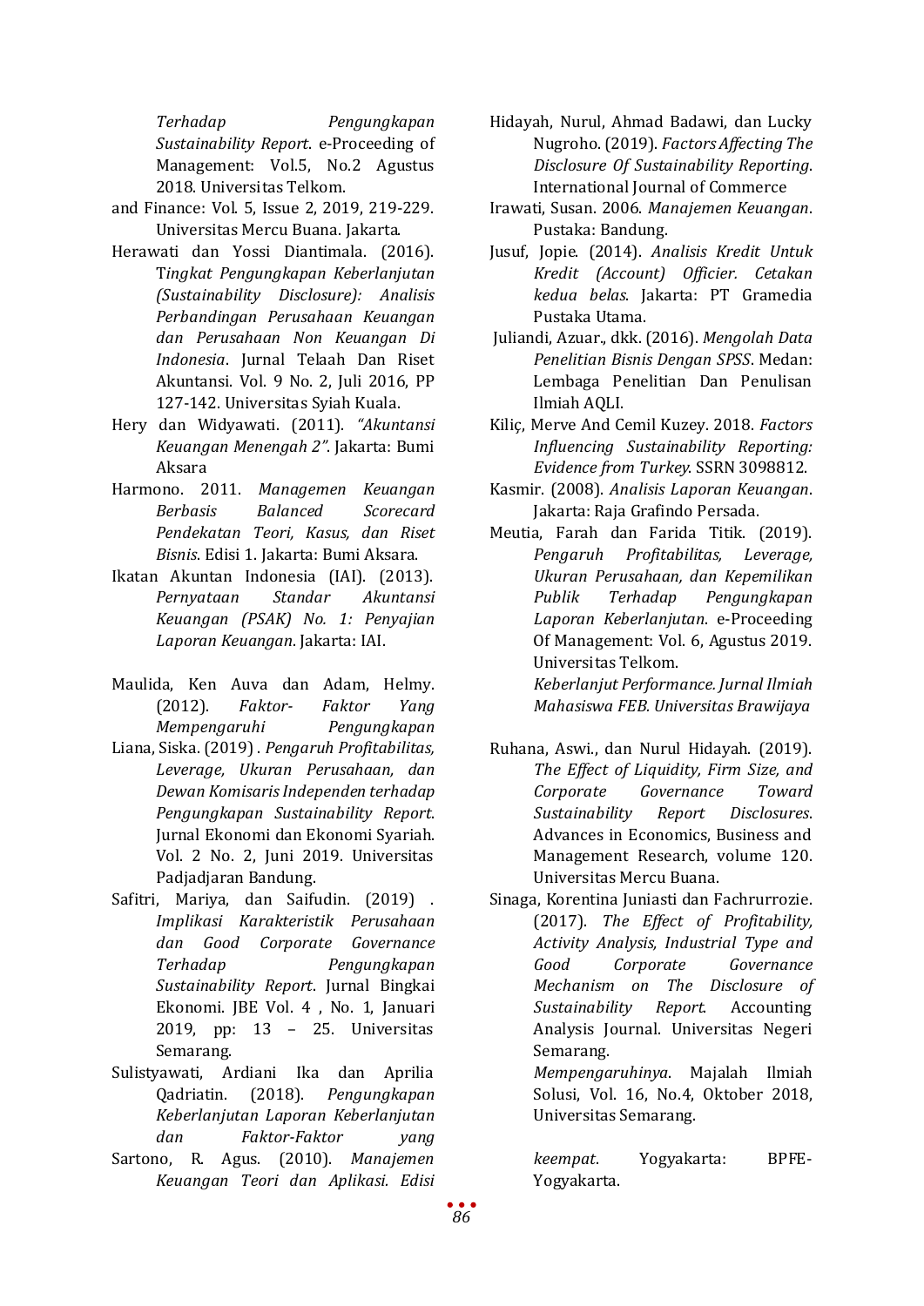*Terhadap Pengungkapan Sustainability Report*. e-Proceeding of Management: Vol.5, No.2 Agustus 2018. Universitas Telkom.

and Finance: Vol. 5, Issue 2, 2019, 219-229. Universitas Mercu Buana. Jakarta.

Herawati dan Yossi Diantimala. (2016). *Tingkat Pengungkapan Keberlanjutan (Sustainability Disclosure): Analisis Perbandingan Perusahaan Keuangan dan Perusahaan Non Keuangan Di Indonesia*. Jurnal Telaah Dan Riset Akuntansi. Vol. 9 No. 2, Juli 2016, PP 127-142. Universitas Syiah Kuala.

Hery dan Widyawati. (2011). *"Akuntansi Keuangan Menengah 2"*. Jakarta: Bumi Aksara

Harmono. 2011. *Managemen Keuangan Berbasis Balanced Scorecard Pendekatan Teori, Kasus, dan Riset Bisnis*. Edisi 1. Jakarta: Bumi Aksara.

Ikatan Akuntan Indonesia (IAI). (2013). *Pernyataan Standar Akuntansi Keuangan (PSAK) No. 1: Penyajian Laporan Keuangan*. Jakarta: IAI.

Maulida, Ken Auva dan Adam, Helmy. (2012). *Faktor- Faktor Yang Mempengaruhi Pengungkapan*

Liana, Siska. (2019) . *Pengaruh Profitabilitas, Leverage, Ukuran Perusahaan, dan Dewan Komisaris Independen terhadap Pengungkapan Sustainability Report*. Jurnal Ekonomi dan Ekonomi Syariah. Vol. 2 No. 2, Juni 2019. Universitas Padjadjaran Bandung.

Safitri, Mariya, dan Saifudin. (2019) . *Implikasi Karakteristik Perusahaan dan Good Corporate Governance Terhadap Pengungkapan Sustainability Report*. Jurnal Bingkai Ekonomi. JBE Vol. 4 , No. 1, Januari 2019, pp: 13 – 25. Universitas Semarang.

Sulistyawati, Ardiani Ika dan Aprilia Qadriatin. (2018). *Pengungkapan Keberlanjutan Laporan Keberlanjutan dan Faktor-Faktor yang*

Sartono, R. Agus. (2010). *Manajemen Keuangan Teori dan Aplikasi. Edisi*

Hidayah, Nurul, Ahmad Badawi, dan Lucky Nugroho. (2019). *Factors Affecting The Disclosure Of Sustainability Reporting*. International Journal of Commerce

Irawati, Susan. 2006. *Manajemen Keuangan*. Pustaka: Bandung.

Jusuf, Jopie. (2014). *Analisis Kredit Untuk Kredit (Account) Officier. Cetakan kedua belas*. Jakarta: PT Gramedia Pustaka Utama.

Juliandi, Azuar., dkk. (2016). *Mengolah Data Penelitian Bisnis Dengan SPSS*. Medan: Lembaga Penelitian Dan Penulisan Ilmiah AQLI.

Kiliç, Merve And Cemil Kuzey. 2018. *Factors Influencing Sustainability Reporting: Evidence from Turkey.* SSRN 3098812.

Kasmir. (2008). *Analisis Laporan Keuangan*. Jakarta: Raja Grafindo Persada.

Meutia, Farah dan Farida Titik. (2019). *Pengaruh Profitabilitas, Leverage, Ukuran Perusahaan, dan Kepemilikan Publik Terhadap Pengungkapan Laporan Keberlanjutan*. e-Proceeding Of Management: Vol. 6, Agustus 2019. Universitas Telkom.
*Keberlanjut Performance. Jurnal Ilmiah Mahasiswa FEB. Universitas Brawijaya*

Ruhana, Aswi., dan Nurul Hidayah. (2019). *The Effect of Liquidity, Firm Size, and Corporate Governance Toward Sustainability Report Disclosures*. Advances in Economics, Business and Management Research, volume 120. Universitas Mercu Buana.

Sinaga, Korentina Juniasti dan Fachrurrozie. (2017). *The Effect of Profitability, Activity Analysis, Industrial Type and Good Corporate Governance Mechanism on The Disclosure of Sustainability Report.* Accounting Analysis Journal. Universitas Negeri Semarang.
*Mempengaruhinya*. Majalah Ilmiah Solusi, Vol. 16, No.4, Oktober 2018, Universitas Semarang.

*keempat*. Yogyakarta: BPFE-Yogyakarta.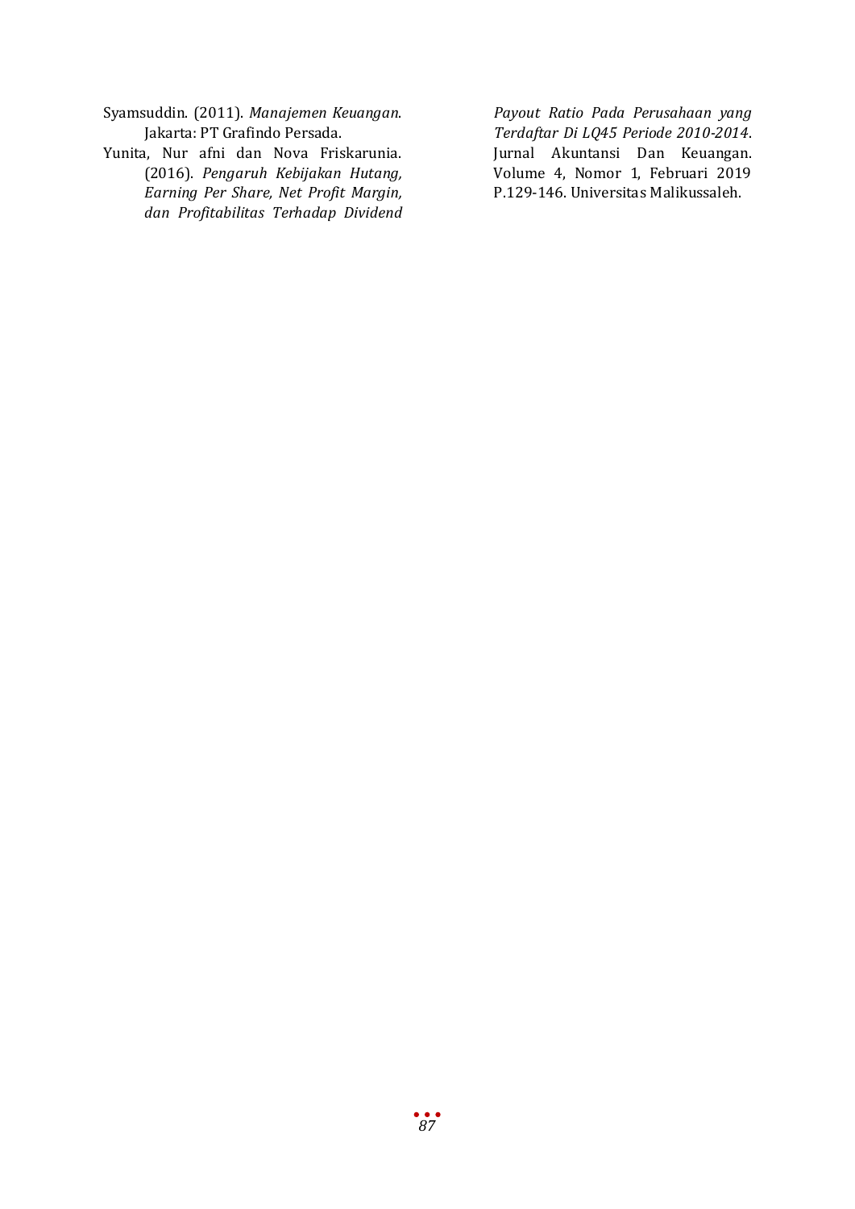Syamsuddin. (2011). *Manajemen Keuangan*. Jakarta: PT Grafindo Persada.

Yunita, Nur afni dan Nova Friskarunia. (2016). *Pengaruh Kebijakan Hutang, Earning Per Share, Net Profit Margin, dan Profitabilitas Terhadap Dividend Payout Ratio Pada Perusahaan yang Terdaftar Di LQ45 Periode 2010-2014*. Jurnal Akuntansi Dan Keuangan. Volume 4, Nomor 1, Februari 2019 P.129-146. Universitas Malikussaleh.